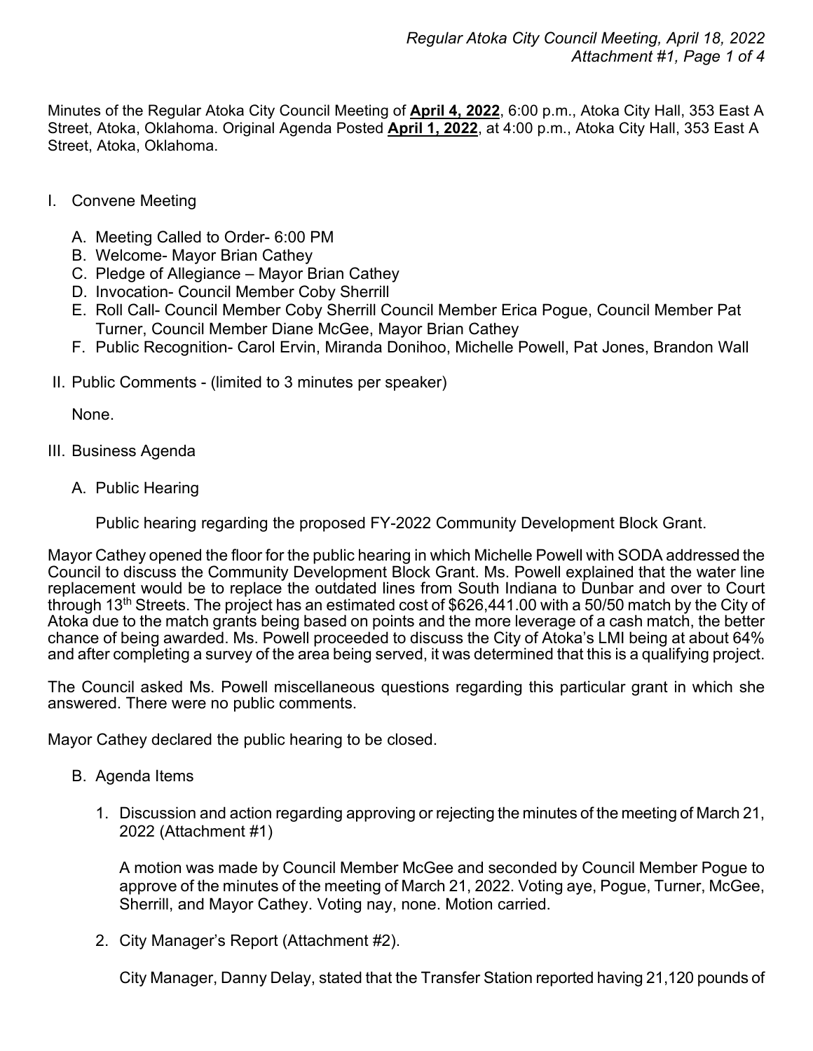Minutes of the Regular Atoka City Council Meeting of **April 4, 2022**, 6:00 p.m., Atoka City Hall, 353 East A Street, Atoka, Oklahoma. Original Agenda Posted **April 1, 2022**, at 4:00 p.m., Atoka City Hall, 353 East A Street, Atoka, Oklahoma.

I. Convene Meeting

   A. Meeting Called to Order- 6:00 PM
   B. Welcome- Mayor Brian Cathey
   C. Pledge of Allegiance – Mayor Brian Cathey
   D. Invocation- Council Member Coby Sherrill
   E. Roll Call- Council Member Coby Sherrill Council Member Erica Pogue, Council Member Pat Turner, Council Member Diane McGee, Mayor Brian Cathey
   F. Public Recognition- Carol Ervin, Miranda Donihoo, Michelle Powell, Pat Jones, Brandon Wall

II. Public Comments - (limited to 3 minutes per speaker)

   None.

III. Business Agenda

   A. Public Hearing

      Public hearing regarding the proposed FY-2022 Community Development Block Grant.

Mayor Cathey opened the floor for the public hearing in which Michelle Powell with SODA addressed the Council to discuss the Community Development Block Grant. Ms. Powell explained that the water line replacement would be to replace the outdated lines from South Indiana to Dunbar and over to Court through 13th Streets. The project has an estimated cost of $626,441.00 with a 50/50 match by the City of Atoka due to the match grants being based on points and the more leverage of a cash match, the better chance of being awarded. Ms. Powell proceeded to discuss the City of Atoka's LMI being at about 64% and after completing a survey of the area being served, it was determined that this is a qualifying project.

The Council asked Ms. Powell miscellaneous questions regarding this particular grant in which she answered. There were no public comments.

Mayor Cathey declared the public hearing to be closed.

   B. Agenda Items

      1. Discussion and action regarding approving or rejecting the minutes of the meeting of March 21, 2022 (Attachment #1)

         A motion was made by Council Member McGee and seconded by Council Member Pogue to approve of the minutes of the meeting of March 21, 2022. Voting aye, Pogue, Turner, McGee, Sherrill, and Mayor Cathey. Voting nay, none. Motion carried.

      2. City Manager's Report (Attachment #2).

         City Manager, Danny Delay, stated that the Transfer Station reported having 21,120 pounds of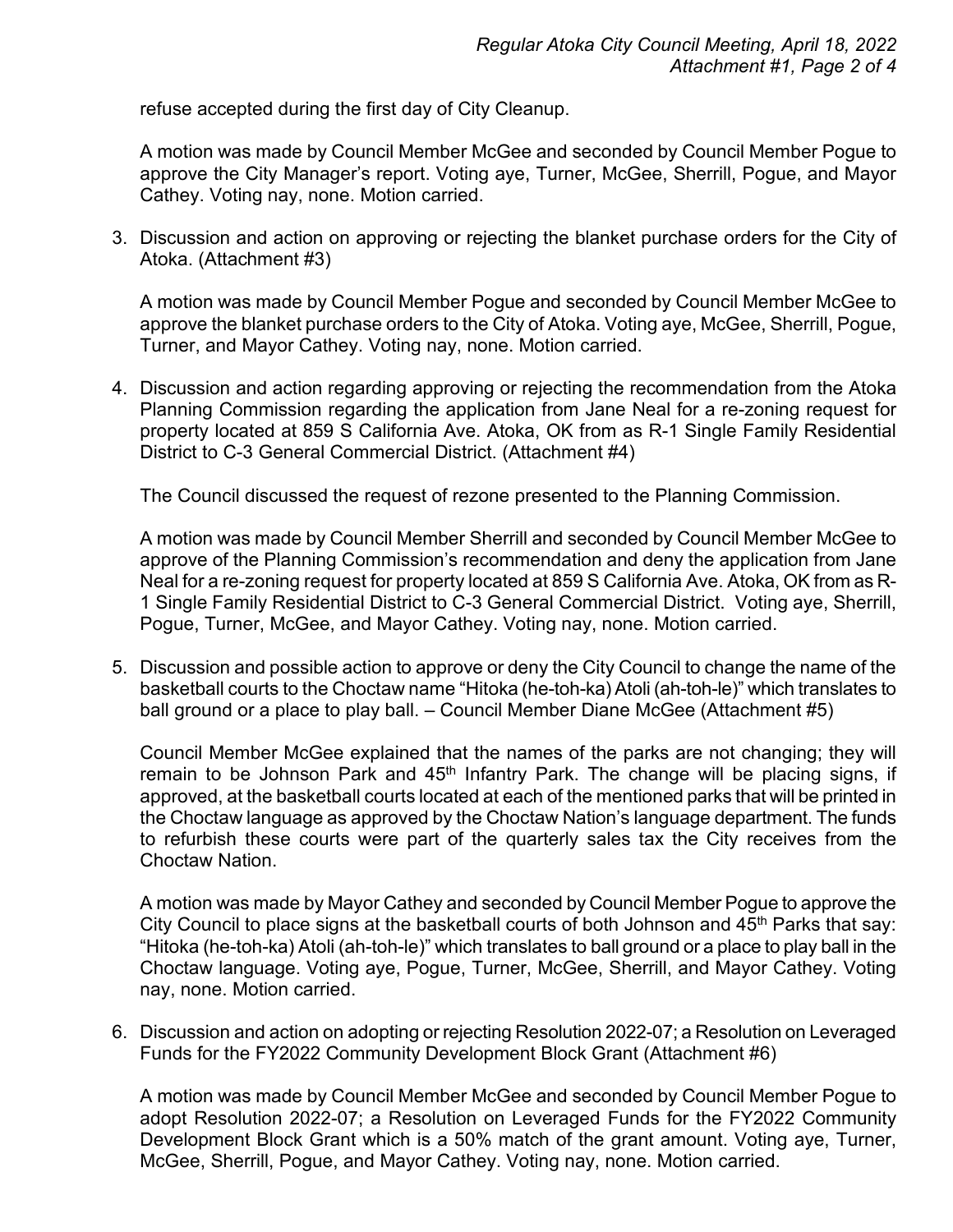refuse accepted during the first day of City Cleanup.

A motion was made by Council Member McGee and seconded by Council Member Pogue to approve the City Manager's report. Voting aye, Turner, McGee, Sherrill, Pogue, and Mayor Cathey. Voting nay, none. Motion carried.

3. Discussion and action on approving or rejecting the blanket purchase orders for the City of Atoka. (Attachment #3)

   A motion was made by Council Member Pogue and seconded by Council Member McGee to approve the blanket purchase orders to the City of Atoka. Voting aye, McGee, Sherrill, Pogue, Turner, and Mayor Cathey. Voting nay, none. Motion carried.

4. Discussion and action regarding approving or rejecting the recommendation from the Atoka Planning Commission regarding the application from Jane Neal for a re-zoning request for property located at 859 S California Ave. Atoka, OK from as R-1 Single Family Residential District to C-3 General Commercial District. (Attachment #4)

   The Council discussed the request of rezone presented to the Planning Commission.

   A motion was made by Council Member Sherrill and seconded by Council Member McGee to approve of the Planning Commission's recommendation and deny the application from Jane Neal for a re-zoning request for property located at 859 S California Ave. Atoka, OK from as R-1 Single Family Residential District to C-3 General Commercial District. Voting aye, Sherrill, Pogue, Turner, McGee, and Mayor Cathey. Voting nay, none. Motion carried.

5. Discussion and possible action to approve or deny the City Council to change the name of the basketball courts to the Choctaw name "Hitoka (he-toh-ka) Atoli (ah-toh-le)" which translates to ball ground or a place to play ball. – Council Member Diane McGee (Attachment #5)

   Council Member McGee explained that the names of the parks are not changing; they will remain to be Johnson Park and 45th Infantry Park. The change will be placing signs, if approved, at the basketball courts located at each of the mentioned parks that will be printed in the Choctaw language as approved by the Choctaw Nation's language department. The funds to refurbish these courts were part of the quarterly sales tax the City receives from the Choctaw Nation.

   A motion was made by Mayor Cathey and seconded by Council Member Pogue to approve the City Council to place signs at the basketball courts of both Johnson and 45th Parks that say: "Hitoka (he-toh-ka) Atoli (ah-toh-le)" which translates to ball ground or a place to play ball in the Choctaw language. Voting aye, Pogue, Turner, McGee, Sherrill, and Mayor Cathey. Voting nay, none. Motion carried.

6. Discussion and action on adopting or rejecting Resolution 2022-07; a Resolution on Leveraged Funds for the FY2022 Community Development Block Grant (Attachment #6)

   A motion was made by Council Member McGee and seconded by Council Member Pogue to adopt Resolution 2022-07; a Resolution on Leveraged Funds for the FY2022 Community Development Block Grant which is a 50% match of the grant amount. Voting aye, Turner, McGee, Sherrill, Pogue, and Mayor Cathey. Voting nay, none. Motion carried.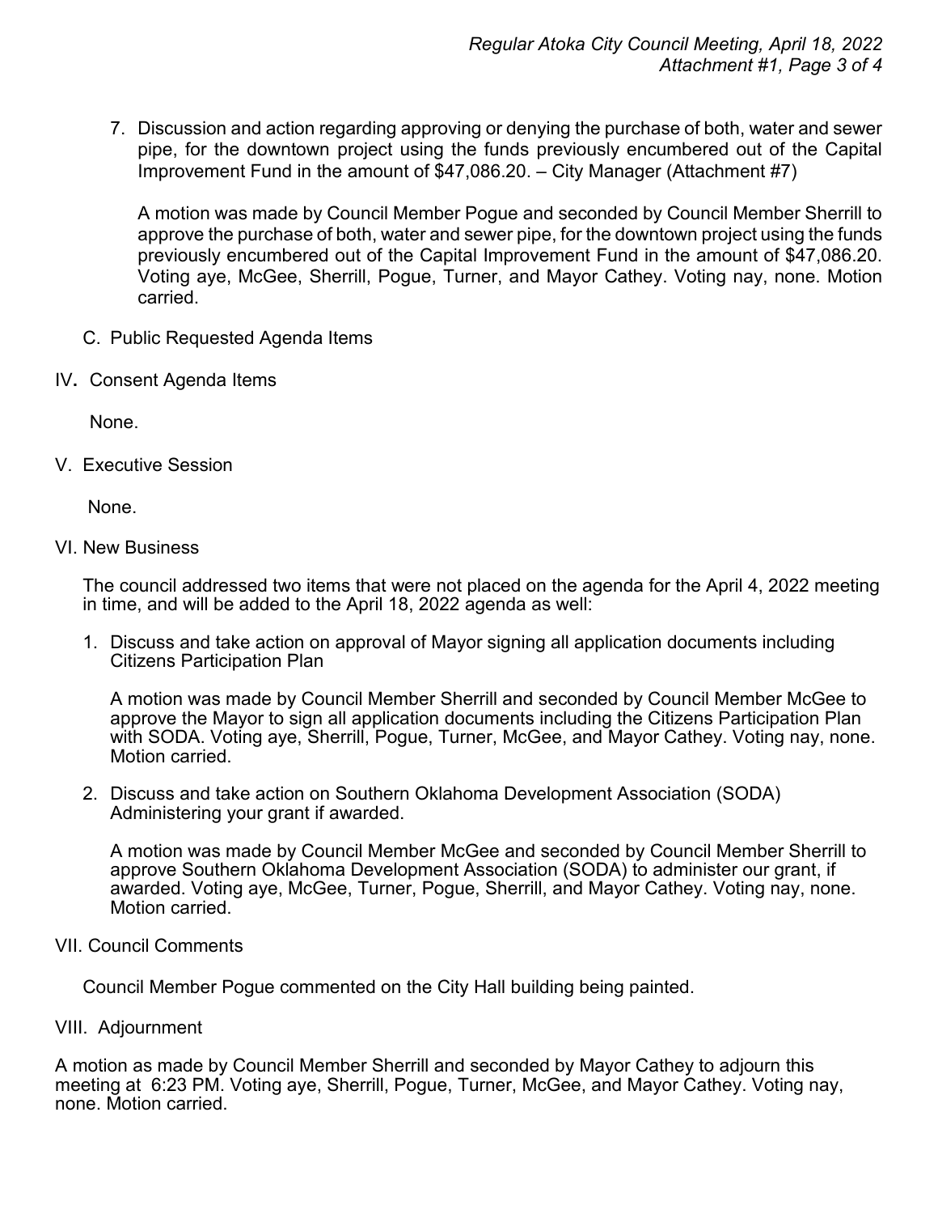7. Discussion and action regarding approving or denying the purchase of both, water and sewer pipe, for the downtown project using the funds previously encumbered out of the Capital Improvement Fund in the amount of $47,086.20. – City Manager (Attachment #7)

   A motion was made by Council Member Pogue and seconded by Council Member Sherrill to approve the purchase of both, water and sewer pipe, for the downtown project using the funds previously encumbered out of the Capital Improvement Fund in the amount of $47,086.20. Voting aye, McGee, Sherrill, Pogue, Turner, and Mayor Cathey. Voting nay, none. Motion carried.

C. Public Requested Agenda Items

IV. Consent Agenda Items

None.

V. Executive Session

None.

VI. New Business

The council addressed two items that were not placed on the agenda for the April 4, 2022 meeting in time, and will be added to the April 18, 2022 agenda as well:

1. Discuss and take action on approval of Mayor signing all application documents including Citizens Participation Plan

   A motion was made by Council Member Sherrill and seconded by Council Member McGee to approve the Mayor to sign all application documents including the Citizens Participation Plan with SODA. Voting aye, Sherrill, Pogue, Turner, McGee, and Mayor Cathey. Voting nay, none. Motion carried.

2. Discuss and take action on Southern Oklahoma Development Association (SODA) Administering your grant if awarded.

   A motion was made by Council Member McGee and seconded by Council Member Sherrill to approve Southern Oklahoma Development Association (SODA) to administer our grant, if awarded. Voting aye, McGee, Turner, Pogue, Sherrill, and Mayor Cathey. Voting nay, none. Motion carried.

VII. Council Comments

Council Member Pogue commented on the City Hall building being painted.

VIII. Adjournment

A motion as made by Council Member Sherrill and seconded by Mayor Cathey to adjourn this meeting at 6:23 PM. Voting aye, Sherrill, Pogue, Turner, McGee, and Mayor Cathey. Voting nay, none. Motion carried.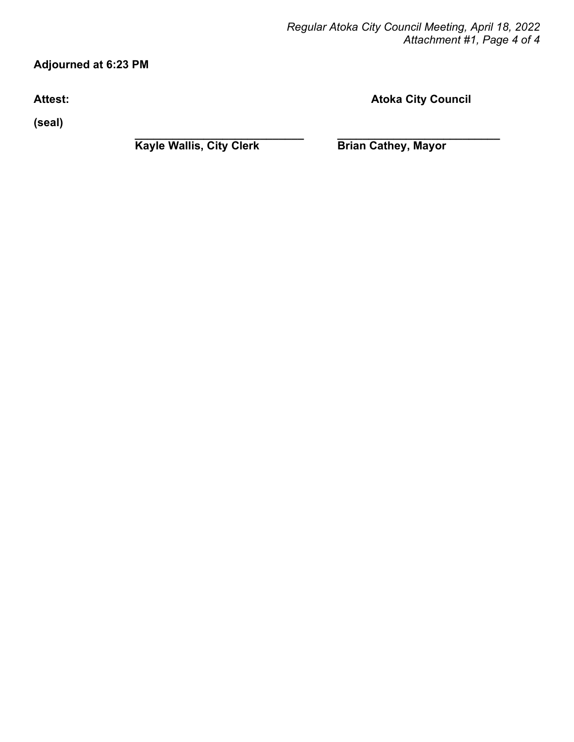**Adjourned at 6:23 PM**

**Attest:** **Atoka City Council**

**(seal)**

______________________________ ______________________________

**Kayle Wallis, City Clerk** **Brian Cathey, Mayor**